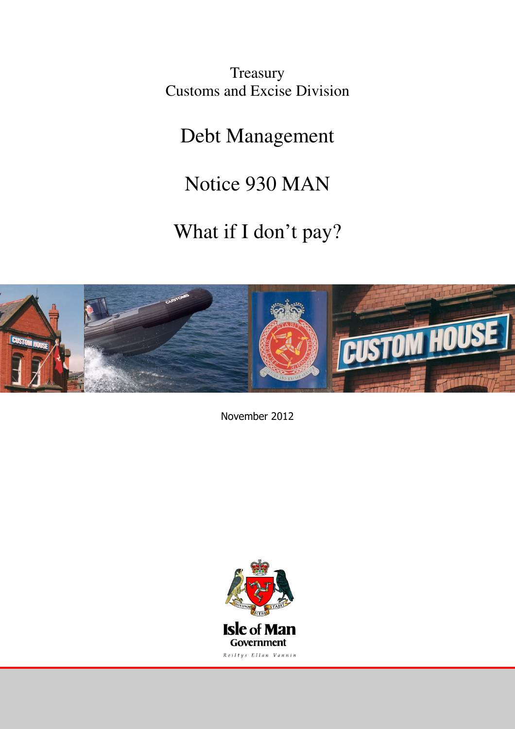Treasury
Customs and Excise Division

# Debt Management

# Notice 930 MAN

# What if I don't pay?

November 2012

Isle of Man Government

Reiltys Ellan Vannin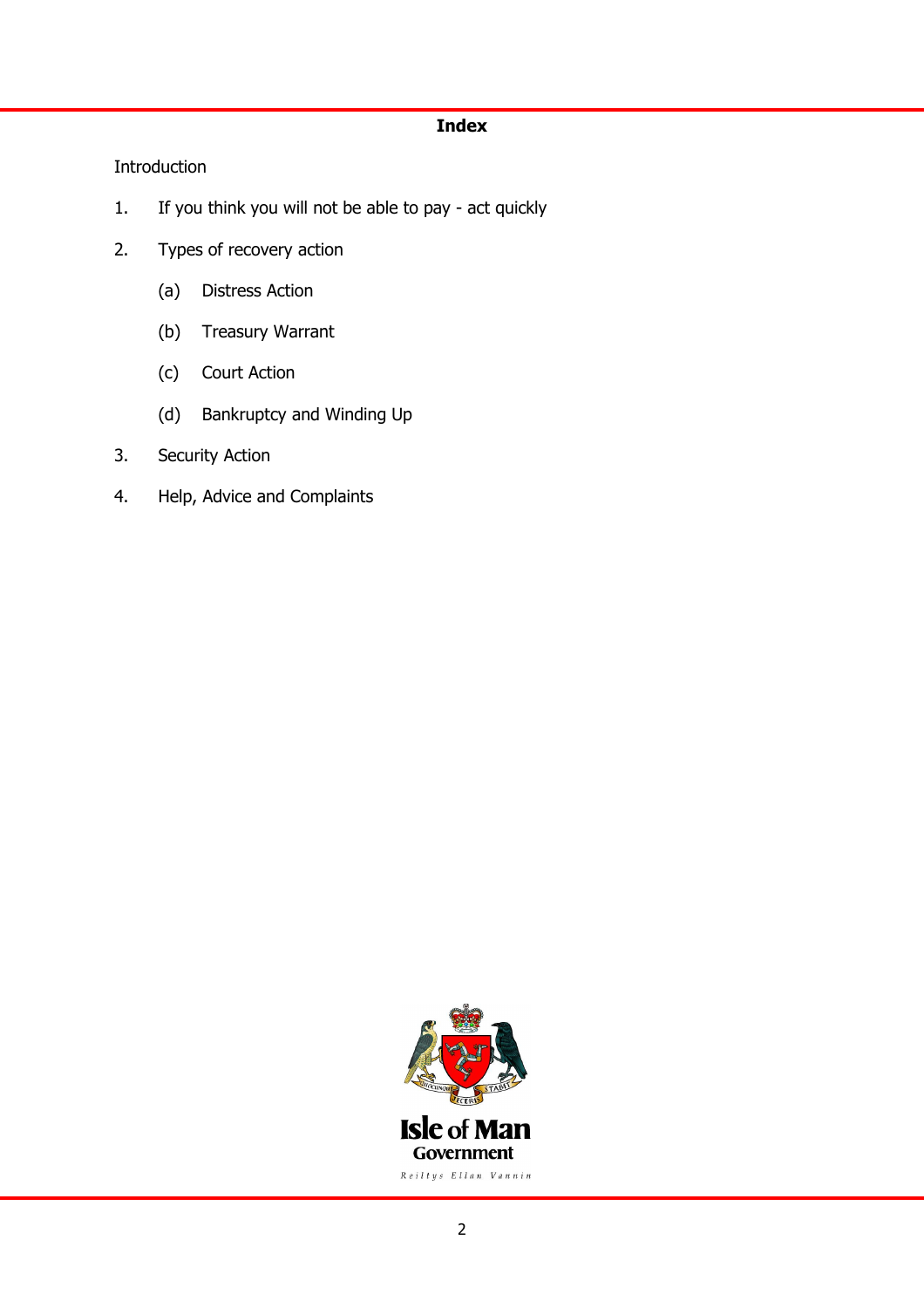# Index

Introduction

1. If you think you will not be able to pay - act quickly
2. Types of recovery action
   (a) Distress Action
   (b) Treasury Warrant
   (c) Court Action
   (d) Bankruptcy and Winding Up
3. Security Action
4. Help, Advice and Complaints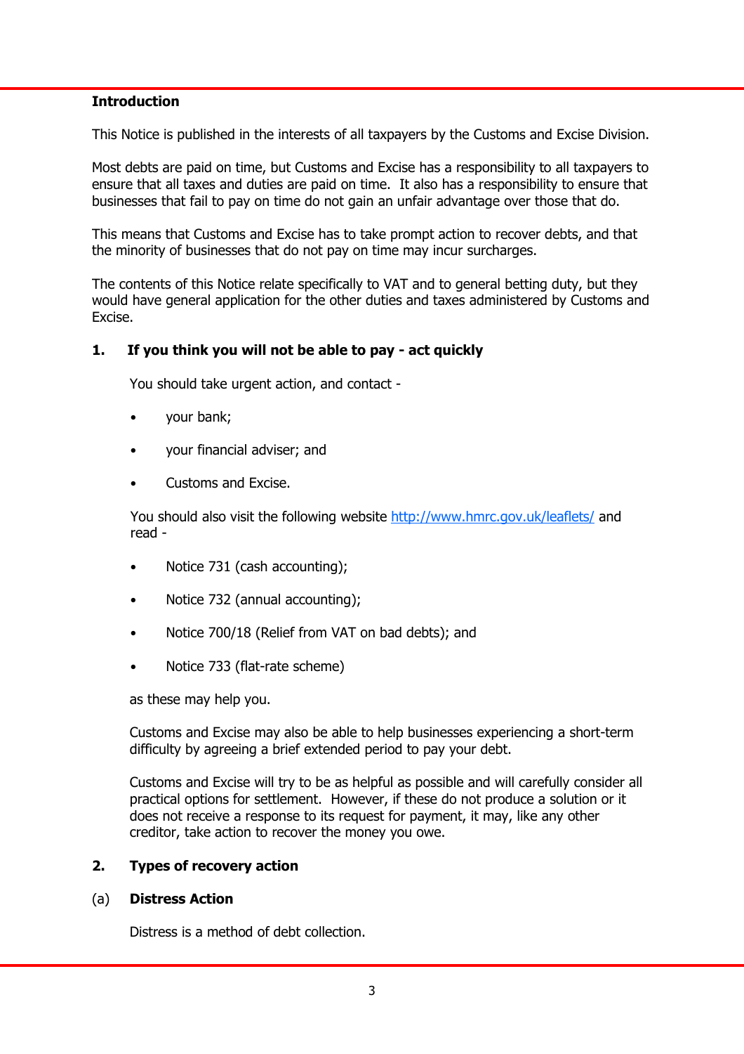## Introduction

This Notice is published in the interests of all taxpayers by the Customs and Excise Division.

Most debts are paid on time, but Customs and Excise has a responsibility to all taxpayers to ensure that all taxes and duties are paid on time. It also has a responsibility to ensure that businesses that fail to pay on time do not gain an unfair advantage over those that do.

This means that Customs and Excise has to take prompt action to recover debts, and that the minority of businesses that do not pay on time may incur surcharges.

The contents of this Notice relate specifically to VAT and to general betting duty, but they would have general application for the other duties and taxes administered by Customs and Excise.

## 1. If you think you will not be able to pay - act quickly

You should take urgent action, and contact -

- your bank;
- your financial adviser; and
- Customs and Excise.

You should also visit the following website [http://www.hmrc.gov.uk/leaflets/](http://www.hmrc.gov.uk/leaflets/) and read -

- Notice 731 (cash accounting);
- Notice 732 (annual accounting);
- Notice 700/18 (Relief from VAT on bad debts); and
- Notice 733 (flat-rate scheme)

as these may help you.

Customs and Excise may also be able to help businesses experiencing a short-term difficulty by agreeing a brief extended period to pay your debt.

Customs and Excise will try to be as helpful as possible and will carefully consider all practical options for settlement. However, if these do not produce a solution or it does not receive a response to its request for payment, it may, like any other creditor, take action to recover the money you owe.

## 2. Types of recovery action

### (a) Distress Action

Distress is a method of debt collection.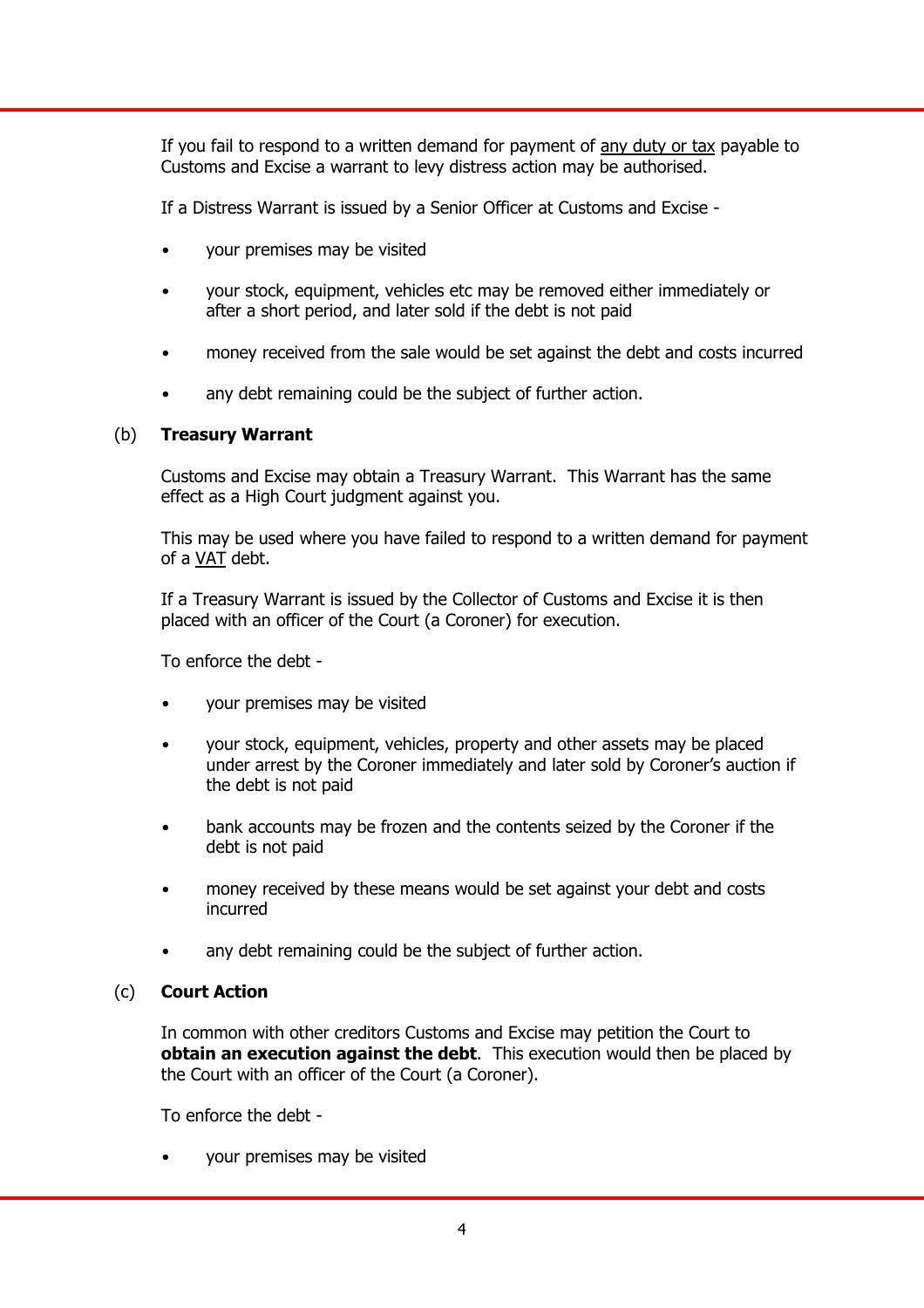If you fail to respond to a written demand for payment of <u>any duty or tax</u> payable to Customs and Excise a warrant to levy distress action may be authorised.

If a Distress Warrant is issued by a Senior Officer at Customs and Excise -

- your premises may be visited
- your stock, equipment, vehicles etc may be removed either immediately or after a short period, and later sold if the debt is not paid
- money received from the sale would be set against the debt and costs incurred
- any debt remaining could be the subject of further action.

### (b) **Treasury Warrant**

Customs and Excise may obtain a Treasury Warrant. This Warrant has the same effect as a High Court judgment against you.

This may be used where you have failed to respond to a written demand for payment of a <u>VAT</u> debt.

If a Treasury Warrant is issued by the Collector of Customs and Excise it is then placed with an officer of the Court (a Coroner) for execution.

To enforce the debt -

- your premises may be visited
- your stock, equipment, vehicles, property and other assets may be placed under arrest by the Coroner immediately and later sold by Coroner's auction if the debt is not paid
- bank accounts may be frozen and the contents seized by the Coroner if the debt is not paid
- money received by these means would be set against your debt and costs incurred
- any debt remaining could be the subject of further action.

### (c) **Court Action**

In common with other creditors Customs and Excise may petition the Court to **obtain an execution against the debt**. This execution would then be placed by the Court with an officer of the Court (a Coroner).

To enforce the debt -

- your premises may be visited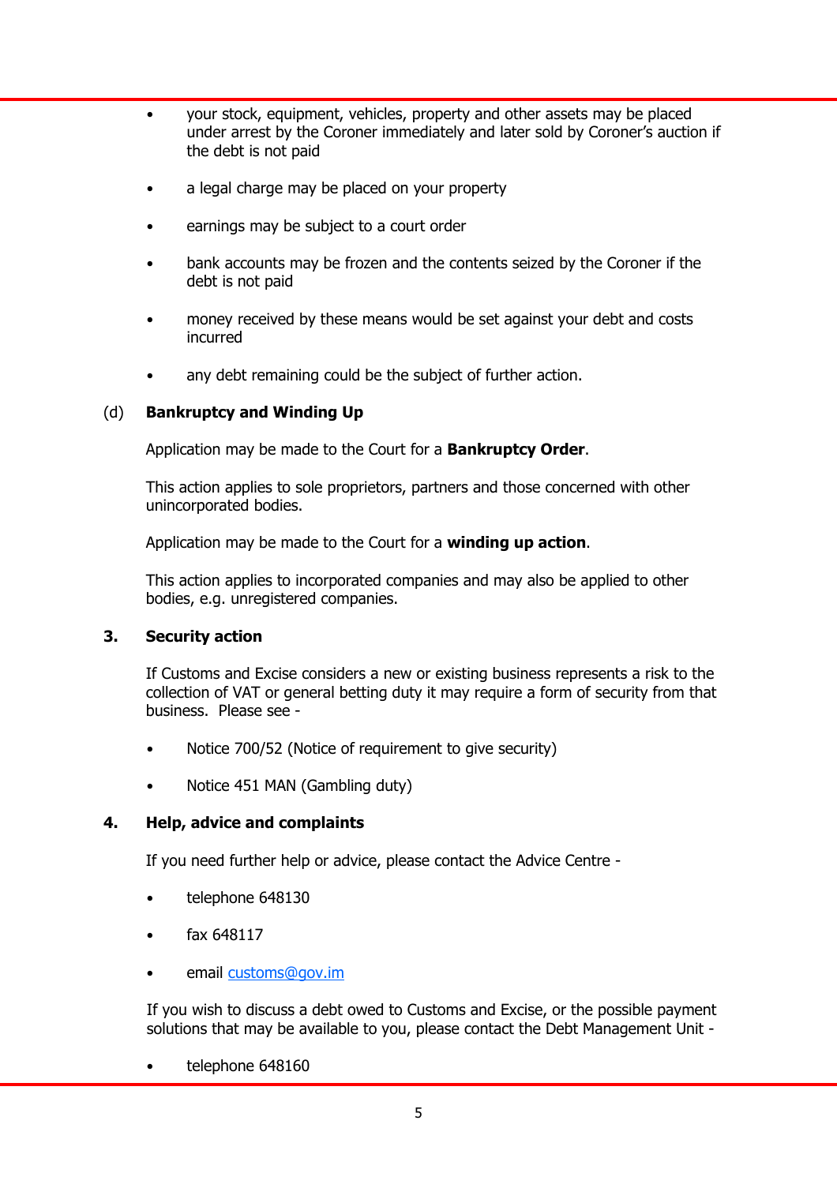- your stock, equipment, vehicles, property and other assets may be placed under arrest by the Coroner immediately and later sold by Coroner's auction if the debt is not paid
- a legal charge may be placed on your property
- earnings may be subject to a court order
- bank accounts may be frozen and the contents seized by the Coroner if the debt is not paid
- money received by these means would be set against your debt and costs incurred
- any debt remaining could be the subject of further action.

(d) **Bankruptcy and Winding Up**

Application may be made to the Court for a **Bankruptcy Order**.

This action applies to sole proprietors, partners and those concerned with other unincorporated bodies.

Application may be made to the Court for a **winding up action**.

This action applies to incorporated companies and may also be applied to other bodies, e.g. unregistered companies.

## 3. Security action

If Customs and Excise considers a new or existing business represents a risk to the collection of VAT or general betting duty it may require a form of security from that business. Please see -

- Notice 700/52 (Notice of requirement to give security)
- Notice 451 MAN (Gambling duty)

## 4. Help, advice and complaints

If you need further help or advice, please contact the Advice Centre -

- telephone 648130
- fax 648117
- email customs@gov.im

If you wish to discuss a debt owed to Customs and Excise, or the possible payment solutions that may be available to you, please contact the Debt Management Unit -

- telephone 648160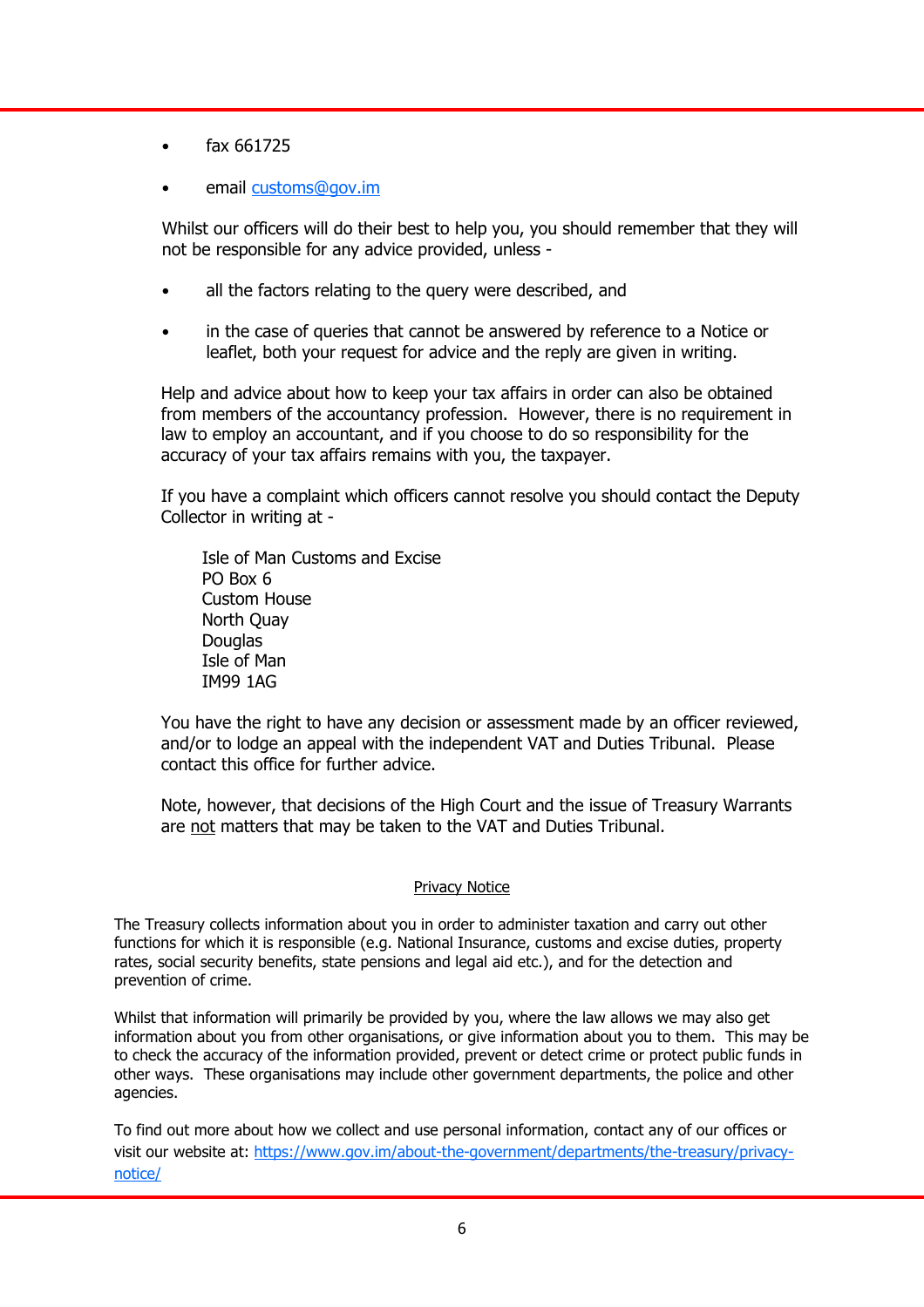- fax 661725
- email [customs@gov.im](mailto:customs@gov.im)

Whilst our officers will do their best to help you, you should remember that they will not be responsible for any advice provided, unless -

- all the factors relating to the query were described, and
- in the case of queries that cannot be answered by reference to a Notice or leaflet, both your request for advice and the reply are given in writing.

Help and advice about how to keep your tax affairs in order can also be obtained from members of the accountancy profession. However, there is no requirement in law to employ an accountant, and if you choose to do so responsibility for the accuracy of your tax affairs remains with you, the taxpayer.

If you have a complaint which officers cannot resolve you should contact the Deputy Collector in writing at -

> Isle of Man Customs and Excise  
> PO Box 6  
> Custom House  
> North Quay  
> Douglas  
> Isle of Man  
> IM99 1AG

You have the right to have any decision or assessment made by an officer reviewed, and/or to lodge an appeal with the independent VAT and Duties Tribunal. Please contact this office for further advice.

Note, however, that decisions of the High Court and the issue of Treasury Warrants are not matters that may be taken to the VAT and Duties Tribunal.

## Privacy Notice

The Treasury collects information about you in order to administer taxation and carry out other functions for which it is responsible (e.g. National Insurance, customs and excise duties, property rates, social security benefits, state pensions and legal aid etc.), and for the detection and prevention of crime.

Whilst that information will primarily be provided by you, where the law allows we may also get information about you from other organisations, or give information about you to them. This may be to check the accuracy of the information provided, prevent or detect crime or protect public funds in other ways. These organisations may include other government departments, the police and other agencies.

To find out more about how we collect and use personal information, contact any of our offices or visit our website at: [https://www.gov.im/about-the-government/departments/the-treasury/privacy-notice/](https://www.gov.im/about-the-government/departments/the-treasury/privacy-notice/)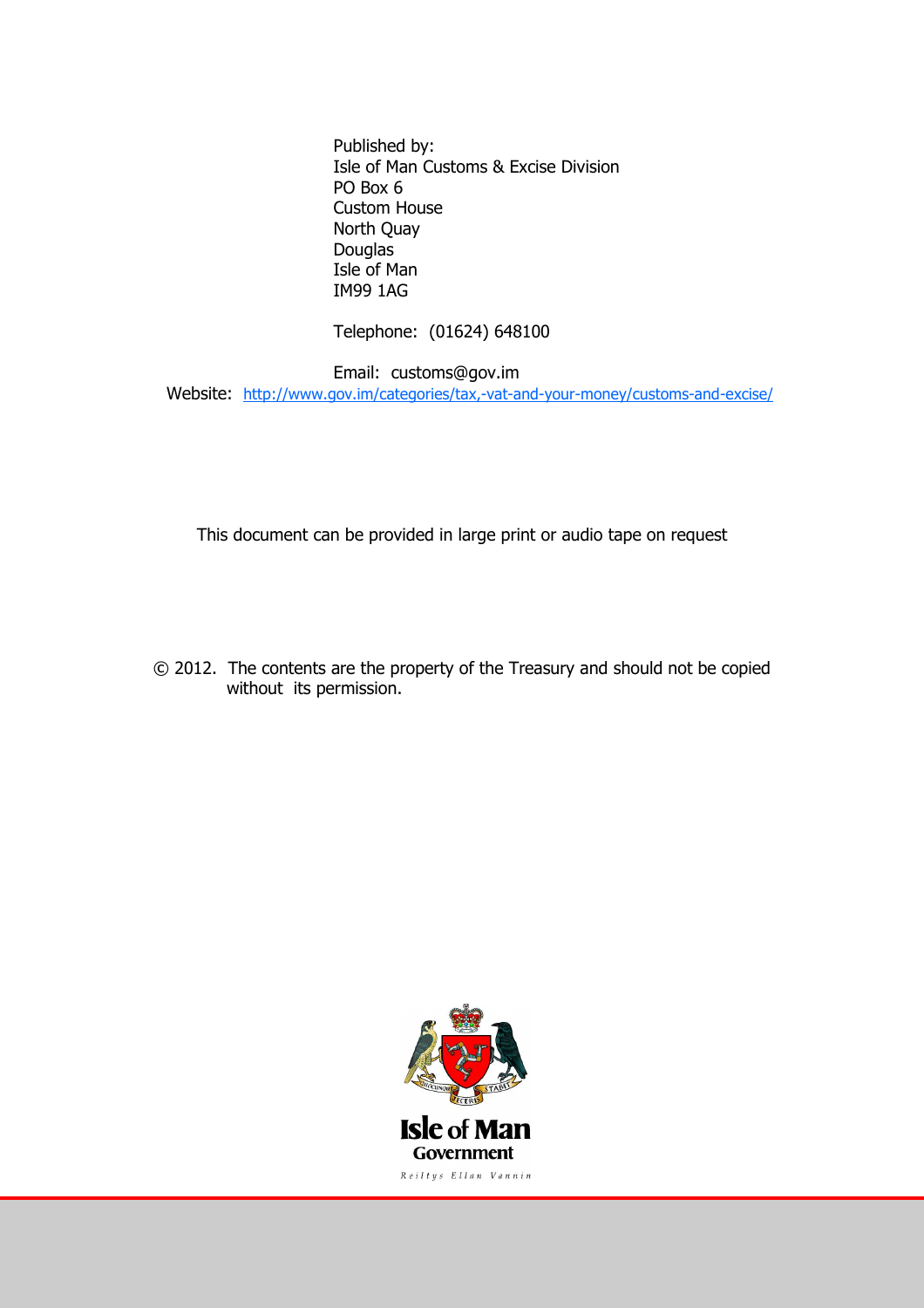Published by:
Isle of Man Customs & Excise Division
PO Box 6
Custom House
North Quay
Douglas
Isle of Man
IM99 1AG

Telephone: (01624) 648100

Email: customs@gov.im
Website: http://www.gov.im/categories/tax,-vat-and-your-money/customs-and-excise/

This document can be provided in large print or audio tape on request

© 2012. The contents are the property of the Treasury and should not be copied without its permission.

Isle of Man Government
Reiltys Ellan Vannin